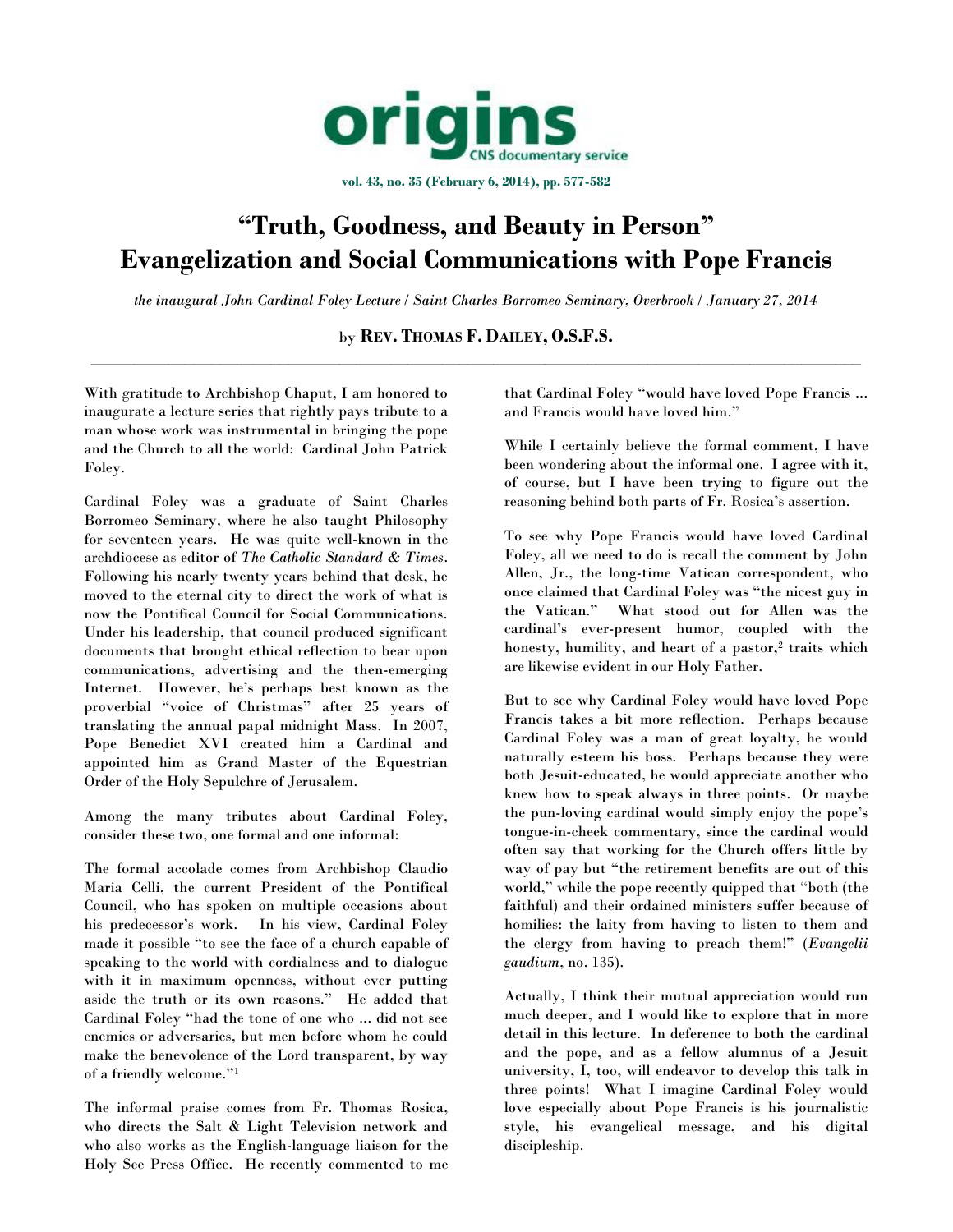# "Truth, Goodness, and Beauty in Person"
# Evangelization and Social Communications with Pope Francis

*the inaugural John Cardinal Foley Lecture / Saint Charles Borromeo Seminary, Overbrook / January 27, 2014*

by **REV. THOMAS F. DAILEY, O.S.F.S.**

---

With gratitude to Archbishop Chaput, I am honored to inaugurate a lecture series that rightly pays tribute to a man whose work was instrumental in bringing the pope and the Church to all the world: Cardinal John Patrick Foley.

Cardinal Foley was a graduate of Saint Charles Borromeo Seminary, where he also taught Philosophy for seventeen years. He was quite well-known in the archdiocese as editor of *The Catholic Standard & Times*. Following his nearly twenty years behind that desk, he moved to the eternal city to direct the work of what is now the Pontifical Council for Social Communications. Under his leadership, that council produced significant documents that brought ethical reflection to bear upon communications, advertising and the then-emerging Internet. However, he's perhaps best known as the proverbial "voice of Christmas" after 25 years of translating the annual papal midnight Mass. In 2007, Pope Benedict XVI created him a Cardinal and appointed him as Grand Master of the Equestrian Order of the Holy Sepulchre of Jerusalem.

Among the many tributes about Cardinal Foley, consider these two, one formal and one informal:

The formal accolade comes from Archbishop Claudio Maria Celli, the current President of the Pontifical Council, who has spoken on multiple occasions about his predecessor's work. In his view, Cardinal Foley made it possible "to see the face of a church capable of speaking to the world with cordialness and to dialogue with it in maximum openness, without ever putting aside the truth or its own reasons." He added that Cardinal Foley "had the tone of one who ... did not see enemies or adversaries, but men before whom he could make the benevolence of the Lord transparent, by way of a friendly welcome."[1]

The informal praise comes from Fr. Thomas Rosica, who directs the Salt & Light Television network and who also works as the English-language liaison for the Holy See Press Office. He recently commented to me that Cardinal Foley "would have loved Pope Francis ... and Francis would have loved him."

While I certainly believe the formal comment, I have been wondering about the informal one. I agree with it, of course, but I have been trying to figure out the reasoning behind both parts of Fr. Rosica's assertion.

To see why Pope Francis would have loved Cardinal Foley, all we need to do is recall the comment by John Allen, Jr., the long-time Vatican correspondent, who once claimed that Cardinal Foley was "the nicest guy in the Vatican." What stood out for Allen was the cardinal's ever-present humor, coupled with the honesty, humility, and heart of a pastor,[2] traits which are likewise evident in our Holy Father.

But to see why Cardinal Foley would have loved Pope Francis takes a bit more reflection. Perhaps because Cardinal Foley was a man of great loyalty, he would naturally esteem his boss. Perhaps because they were both Jesuit-educated, he would appreciate another who knew how to speak always in three points. Or maybe the pun-loving cardinal would simply enjoy the pope's tongue-in-cheek commentary, since the cardinal would often say that working for the Church offers little by way of pay but "the retirement benefits are out of this world," while the pope recently quipped that "both (the faithful) and their ordained ministers suffer because of homilies: the laity from having to listen to them and the clergy from having to preach them!" (*Evangelii gaudium*, no. 135).

Actually, I think their mutual appreciation would run much deeper, and I would like to explore that in more detail in this lecture. In deference to both the cardinal and the pope, and as a fellow alumnus of a Jesuit university, I, too, will endeavor to develop this talk in three points! What I imagine Cardinal Foley would love especially about Pope Francis is his journalistic style, his evangelical message, and his digital discipleship.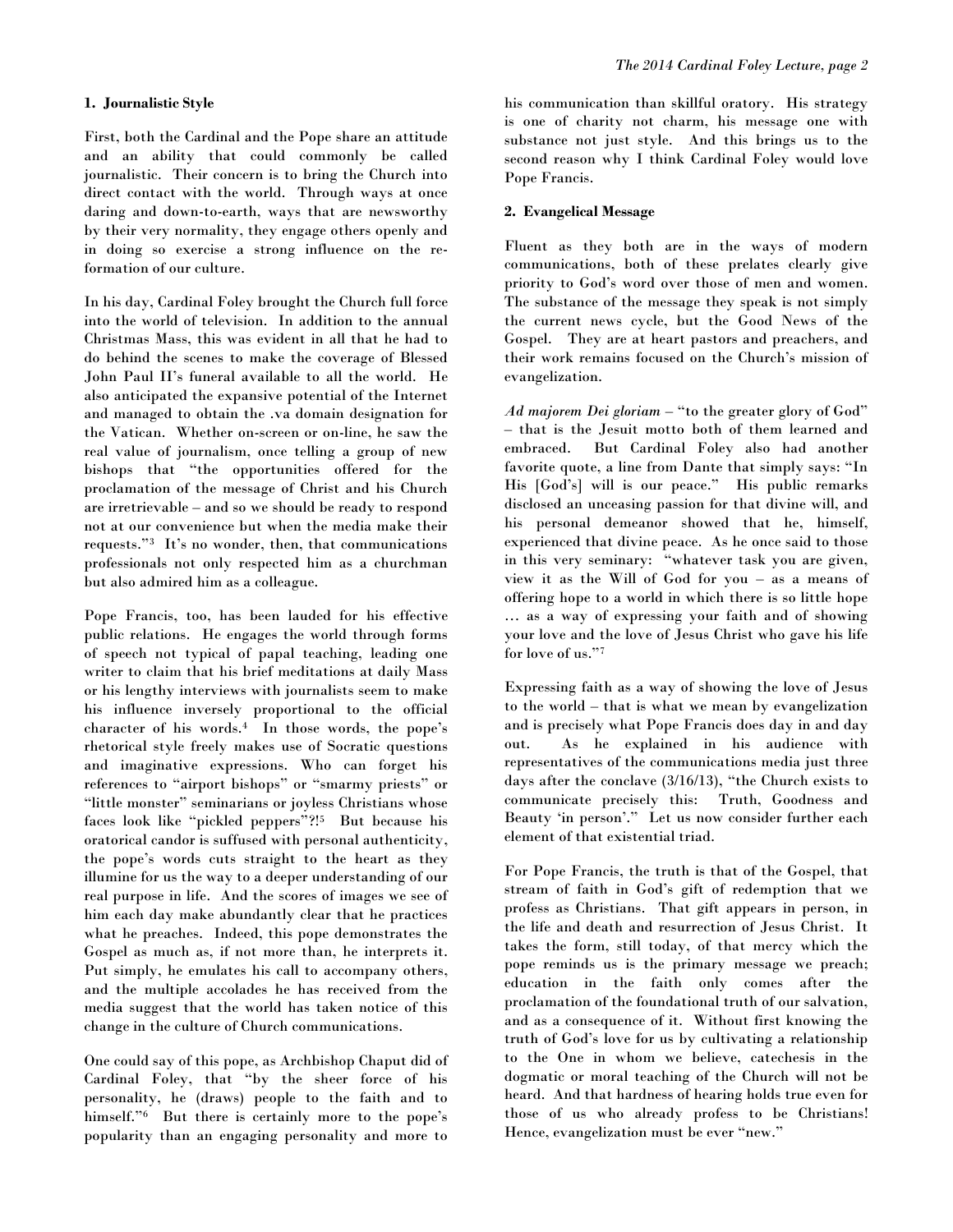### 1. Journalistic Style

First, both the Cardinal and the Pope share an attitude and an ability that could commonly be called journalistic. Their concern is to bring the Church into direct contact with the world. Through ways at once daring and down-to-earth, ways that are newsworthy by their very normality, they engage others openly and in doing so exercise a strong influence on the re-formation of our culture.

In his day, Cardinal Foley brought the Church full force into the world of television. In addition to the annual Christmas Mass, this was evident in all that he had to do behind the scenes to make the coverage of Blessed John Paul II's funeral available to all the world. He also anticipated the expansive potential of the Internet and managed to obtain the .va domain designation for the Vatican. Whether on-screen or on-line, he saw the real value of journalism, once telling a group of new bishops that "the opportunities offered for the proclamation of the message of Christ and his Church are irretrievable – and so we should be ready to respond not at our convenience but when the media make their requests."[3] It's no wonder, then, that communications professionals not only respected him as a churchman but also admired him as a colleague.

Pope Francis, too, has been lauded for his effective public relations. He engages the world through forms of speech not typical of papal teaching, leading one writer to claim that his brief meditations at daily Mass or his lengthy interviews with journalists seem to make his influence inversely proportional to the official character of his words.[4] In those words, the pope's rhetorical style freely makes use of Socratic questions and imaginative expressions. Who can forget his references to "airport bishops" or "smarmy priests" or "little monster" seminarians or joyless Christians whose faces look like "pickled peppers"?![5] But because his oratorical candor is suffused with personal authenticity, the pope's words cuts straight to the heart as they illumine for us the way to a deeper understanding of our real purpose in life. And the scores of images we see of him each day make abundantly clear that he practices what he preaches. Indeed, this pope demonstrates the Gospel as much as, if not more than, he interprets it. Put simply, he emulates his call to accompany others, and the multiple accolades he has received from the media suggest that the world has taken notice of this change in the culture of Church communications.

One could say of this pope, as Archbishop Chaput did of Cardinal Foley, that "by the sheer force of his personality, he (draws) people to the faith and to himself."[6] But there is certainly more to the pope's popularity than an engaging personality and more to his communication than skillful oratory. His strategy is one of charity not charm, his message one with substance not just style. And this brings us to the second reason why I think Cardinal Foley would love Pope Francis.

### 2. Evangelical Message

Fluent as they both are in the ways of modern communications, both of these prelates clearly give priority to God's word over those of men and women. The substance of the message they speak is not simply the current news cycle, but the Good News of the Gospel. They are at heart pastors and preachers, and their work remains focused on the Church's mission of evangelization.

*Ad majorem Dei gloriam* – "to the greater glory of God" – that is the Jesuit motto both of them learned and embraced. But Cardinal Foley also had another favorite quote, a line from Dante that simply says: "In His [God's] will is our peace." His public remarks disclosed an unceasing passion for that divine will, and his personal demeanor showed that he, himself, experienced that divine peace. As he once said to those in this very seminary: "whatever task you are given, view it as the Will of God for you – as a means of offering hope to a world in which there is so little hope … as a way of expressing your faith and of showing your love and the love of Jesus Christ who gave his life for love of us."[7]

Expressing faith as a way of showing the love of Jesus to the world – that is what we mean by evangelization and is precisely what Pope Francis does day in and day out. As he explained in his audience with representatives of the communications media just three days after the conclave (3/16/13), "the Church exists to communicate precisely this: Truth, Goodness and Beauty 'in person'." Let us now consider further each element of that existential triad.

For Pope Francis, the truth is that of the Gospel, that stream of faith in God's gift of redemption that we profess as Christians. That gift appears in person, in the life and death and resurrection of Jesus Christ. It takes the form, still today, of that mercy which the pope reminds us is the primary message we preach; education in the faith only comes after the proclamation of the foundational truth of our salvation, and as a consequence of it. Without first knowing the truth of God's love for us by cultivating a relationship to the One in whom we believe, catechesis in the dogmatic or moral teaching of the Church will not be heard. And that hardness of hearing holds true even for those of us who already profess to be Christians! Hence, evangelization must be ever "new."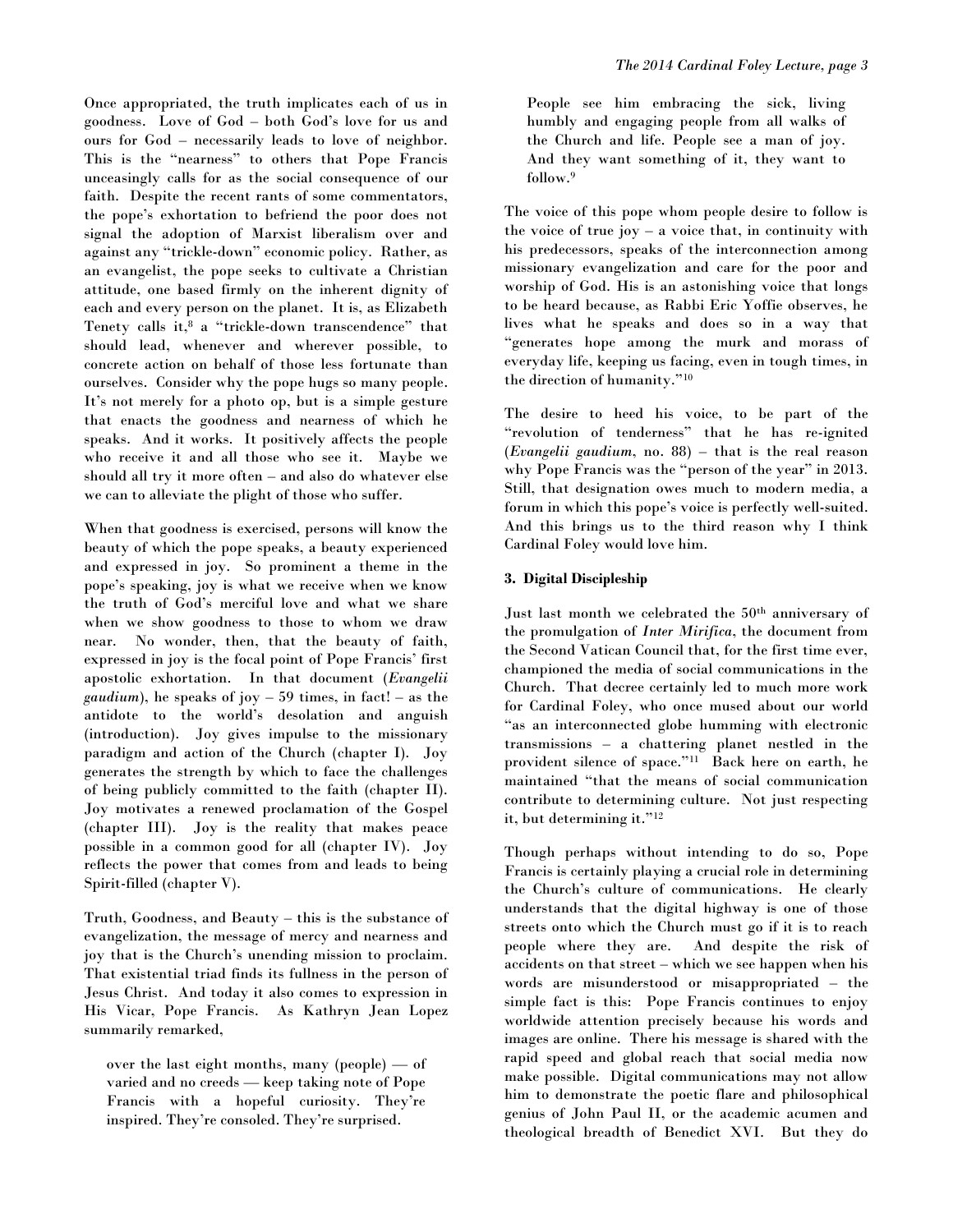Once appropriated, the truth implicates each of us in goodness. Love of God – both God's love for us and ours for God – necessarily leads to love of neighbor. This is the "nearness" to others that Pope Francis unceasingly calls for as the social consequence of our faith. Despite the recent rants of some commentators, the pope's exhortation to befriend the poor does not signal the adoption of Marxist liberalism over and against any "trickle-down" economic policy. Rather, as an evangelist, the pope seeks to cultivate a Christian attitude, one based firmly on the inherent dignity of each and every person on the planet. It is, as Elizabeth Tenety calls it,[8] a "trickle-down transcendence" that should lead, whenever and wherever possible, to concrete action on behalf of those less fortunate than ourselves. Consider why the pope hugs so many people. It's not merely for a photo op, but is a simple gesture that enacts the goodness and nearness of which he speaks. And it works. It positively affects the people who receive it and all those who see it. Maybe we should all try it more often – and also do whatever else we can to alleviate the plight of those who suffer.

When that goodness is exercised, persons will know the beauty of which the pope speaks, a beauty experienced and expressed in joy. So prominent a theme in the pope's speaking, joy is what we receive when we know the truth of God's merciful love and what we share when we show goodness to those to whom we draw near. No wonder, then, that the beauty of faith, expressed in joy is the focal point of Pope Francis' first apostolic exhortation. In that document (*Evangelii gaudium*), he speaks of joy – 59 times, in fact! – as the antidote to the world's desolation and anguish (introduction). Joy gives impulse to the missionary paradigm and action of the Church (chapter I). Joy generates the strength by which to face the challenges of being publicly committed to the faith (chapter II). Joy motivates a renewed proclamation of the Gospel (chapter III). Joy is the reality that makes peace possible in a common good for all (chapter IV). Joy reflects the power that comes from and leads to being Spirit-filled (chapter V).

Truth, Goodness, and Beauty – this is the substance of evangelization, the message of mercy and nearness and joy that is the Church's unending mission to proclaim. That existential triad finds its fullness in the person of Jesus Christ. And today it also comes to expression in His Vicar, Pope Francis. As Kathryn Jean Lopez summarily remarked,

> over the last eight months, many (people) — of varied and no creeds — keep taking note of Pope Francis with a hopeful curiosity. They're inspired. They're consoled. They're surprised. People see him embracing the sick, living humbly and engaging people from all walks of the Church and life. People see a man of joy. And they want something of it, they want to follow.[9]

The voice of this pope whom people desire to follow is the voice of true joy – a voice that, in continuity with his predecessors, speaks of the interconnection among missionary evangelization and care for the poor and worship of God. His is an astonishing voice that longs to be heard because, as Rabbi Eric Yoffie observes, he lives what he speaks and does so in a way that "generates hope among the murk and morass of everyday life, keeping us facing, even in tough times, in the direction of humanity."[10]

The desire to heed his voice, to be part of the "revolution of tenderness" that he has re-ignited (*Evangelii gaudium*, no. 88) – that is the real reason why Pope Francis was the "person of the year" in 2013. Still, that designation owes much to modern media, a forum in which this pope's voice is perfectly well-suited. And this brings us to the third reason why I think Cardinal Foley would love him.

### 3. Digital Discipleship

Just last month we celebrated the 50th anniversary of the promulgation of *Inter Mirifica*, the document from the Second Vatican Council that, for the first time ever, championed the media of social communications in the Church. That decree certainly led to much more work for Cardinal Foley, who once mused about our world "as an interconnected globe humming with electronic transmissions – a chattering planet nestled in the provident silence of space."[11] Back here on earth, he maintained "that the means of social communication contribute to determining culture. Not just respecting it, but determining it."[12]

Though perhaps without intending to do so, Pope Francis is certainly playing a crucial role in determining the Church's culture of communications. He clearly understands that the digital highway is one of those streets onto which the Church must go if it is to reach people where they are. And despite the risk of accidents on that street – which we see happen when his words are misunderstood or misappropriated – the simple fact is this: Pope Francis continues to enjoy worldwide attention precisely because his words and images are online. There his message is shared with the rapid speed and global reach that social media now make possible. Digital communications may not allow him to demonstrate the poetic flare and philosophical genius of John Paul II, or the academic acumen and theological breadth of Benedict XVI. But they do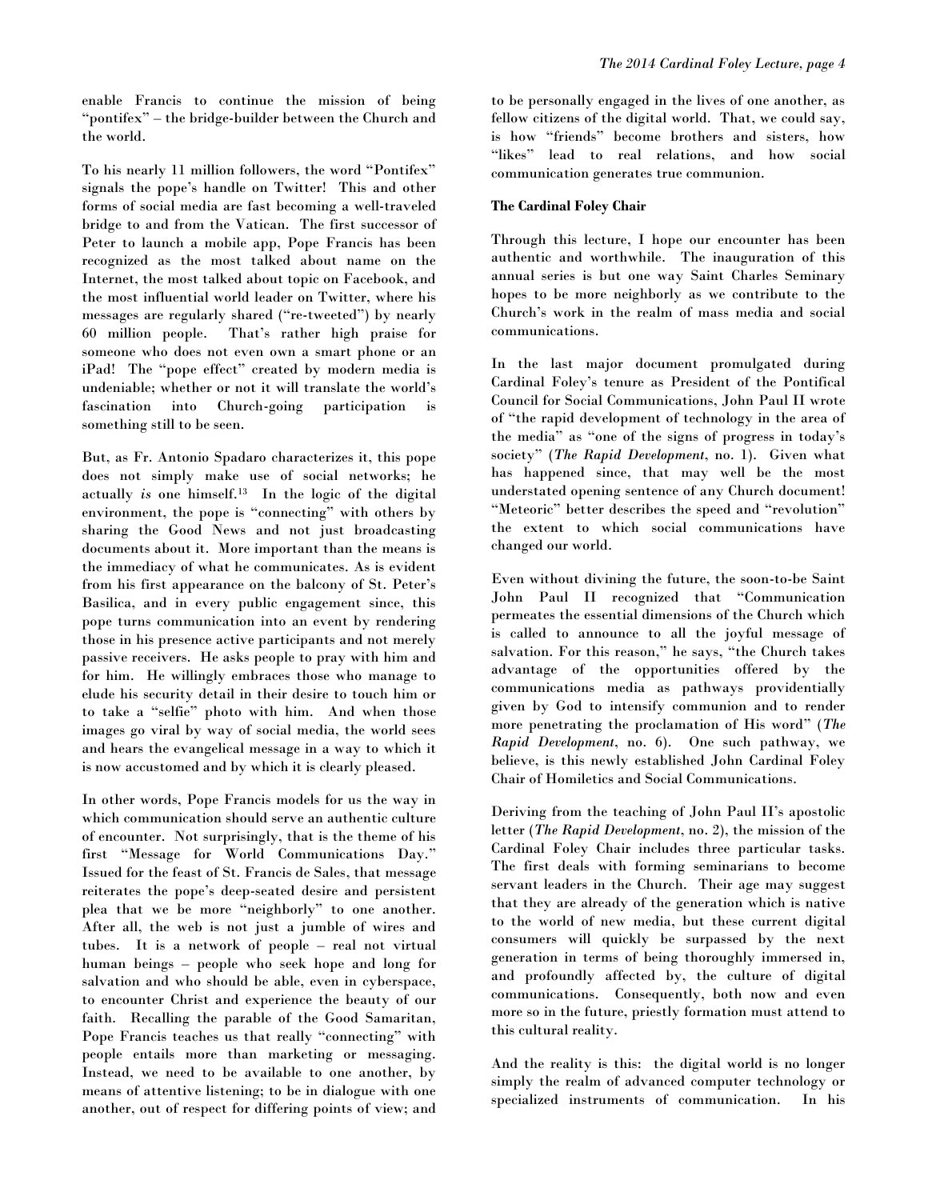enable Francis to continue the mission of being "pontifex" – the bridge-builder between the Church and the world.

To his nearly 11 million followers, the word "Pontifex" signals the pope's handle on Twitter! This and other forms of social media are fast becoming a well-traveled bridge to and from the Vatican. The first successor of Peter to launch a mobile app, Pope Francis has been recognized as the most talked about name on the Internet, the most talked about topic on Facebook, and the most influential world leader on Twitter, where his messages are regularly shared ("re-tweeted") by nearly 60 million people. That's rather high praise for someone who does not even own a smart phone or an iPad! The "pope effect" created by modern media is undeniable; whether or not it will translate the world's fascination into Church-going participation is something still to be seen.

But, as Fr. Antonio Spadaro characterizes it, this pope does not simply make use of social networks; he actually *is* one himself.[13] In the logic of the digital environment, the pope is "connecting" with others by sharing the Good News and not just broadcasting documents about it. More important than the means is the immediacy of what he communicates. As is evident from his first appearance on the balcony of St. Peter's Basilica, and in every public engagement since, this pope turns communication into an event by rendering those in his presence active participants and not merely passive receivers. He asks people to pray with him and for him. He willingly embraces those who manage to elude his security detail in their desire to touch him or to take a "selfie" photo with him. And when those images go viral by way of social media, the world sees and hears the evangelical message in a way to which it is now accustomed and by which it is clearly pleased.

In other words, Pope Francis models for us the way in which communication should serve an authentic culture of encounter. Not surprisingly, that is the theme of his first "Message for World Communications Day." Issued for the feast of St. Francis de Sales, that message reiterates the pope's deep-seated desire and persistent plea that we be more "neighborly" to one another. After all, the web is not just a jumble of wires and tubes. It is a network of people – real not virtual human beings – people who seek hope and long for salvation and who should be able, even in cyberspace, to encounter Christ and experience the beauty of our faith. Recalling the parable of the Good Samaritan, Pope Francis teaches us that really "connecting" with people entails more than marketing or messaging. Instead, we need to be available to one another, by means of attentive listening; to be in dialogue with one another, out of respect for differing points of view; and to be personally engaged in the lives of one another, as fellow citizens of the digital world. That, we could say, is how "friends" become brothers and sisters, how "likes" lead to real relations, and how social communication generates true communion.

**The Cardinal Foley Chair**

Through this lecture, I hope our encounter has been authentic and worthwhile. The inauguration of this annual series is but one way Saint Charles Seminary hopes to be more neighborly as we contribute to the Church's work in the realm of mass media and social communications.

In the last major document promulgated during Cardinal Foley's tenure as President of the Pontifical Council for Social Communications, John Paul II wrote of "the rapid development of technology in the area of the media" as "one of the signs of progress in today's society" (*The Rapid Development*, no. 1). Given what has happened since, that may well be the most understated opening sentence of any Church document! "Meteoric" better describes the speed and "revolution" the extent to which social communications have changed our world.

Even without divining the future, the soon-to-be Saint John Paul II recognized that "Communication permeates the essential dimensions of the Church which is called to announce to all the joyful message of salvation. For this reason," he says, "the Church takes advantage of the opportunities offered by the communications media as pathways providentially given by God to intensify communion and to render more penetrating the proclamation of His word" (*The Rapid Development*, no. 6). One such pathway, we believe, is this newly established John Cardinal Foley Chair of Homiletics and Social Communications.

Deriving from the teaching of John Paul II's apostolic letter (*The Rapid Development*, no. 2), the mission of the Cardinal Foley Chair includes three particular tasks. The first deals with forming seminarians to become servant leaders in the Church. Their age may suggest that they are already of the generation which is native to the world of new media, but these current digital consumers will quickly be surpassed by the next generation in terms of being thoroughly immersed in, and profoundly affected by, the culture of digital communications. Consequently, both now and even more so in the future, priestly formation must attend to this cultural reality.

And the reality is this: the digital world is no longer simply the realm of advanced computer technology or specialized instruments of communication. In his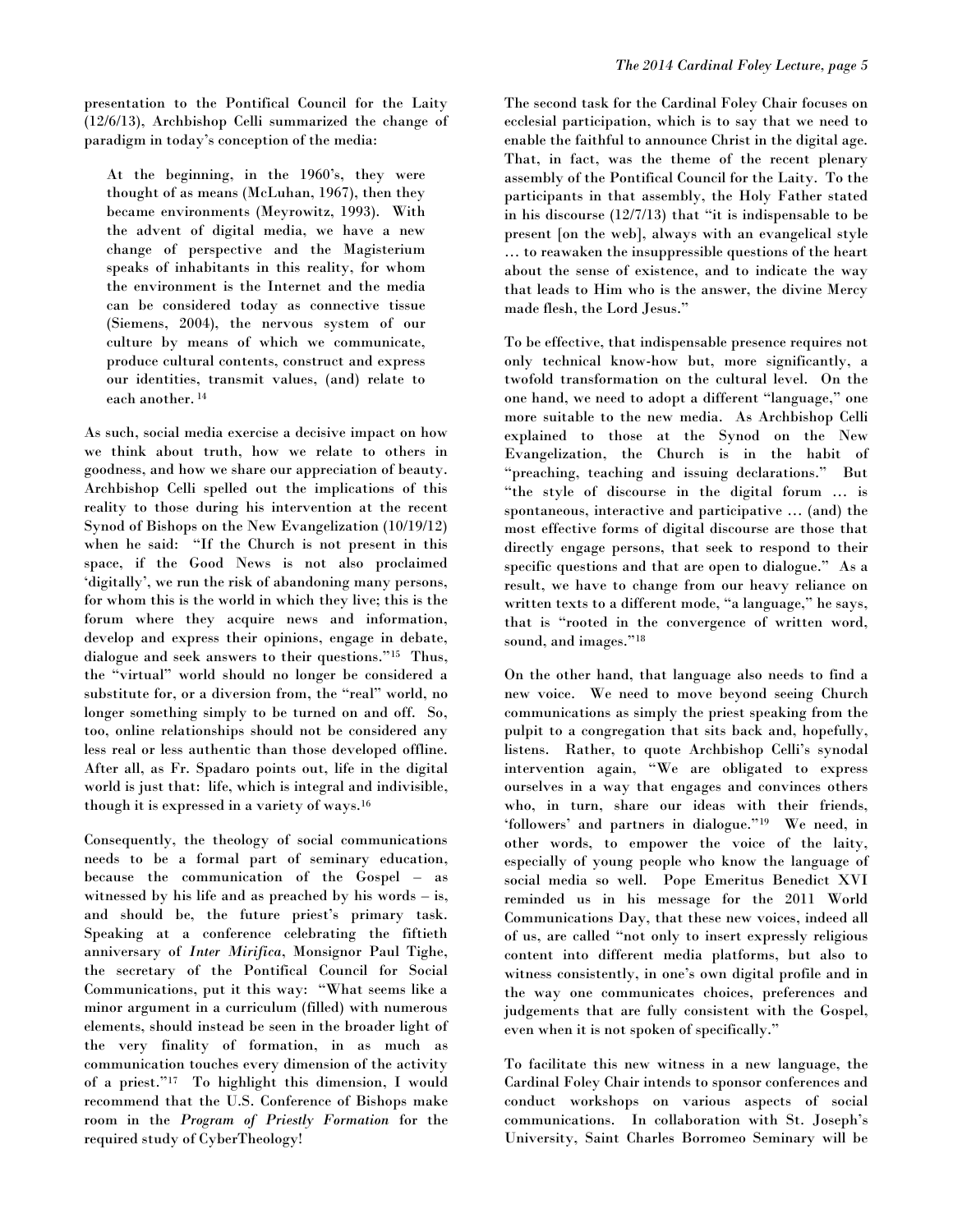presentation to the Pontifical Council for the Laity (12/6/13), Archbishop Celli summarized the change of paradigm in today's conception of the media:

> At the beginning, in the 1960's, they were thought of as means (McLuhan, 1967), then they became environments (Meyrowitz, 1993). With the advent of digital media, we have a new change of perspective and the Magisterium speaks of inhabitants in this reality, for whom the environment is the Internet and the media can be considered today as connective tissue (Siemens, 2004), the nervous system of our culture by means of which we communicate, produce cultural contents, construct and express our identities, transmit values, (and) relate to each another. [14]

As such, social media exercise a decisive impact on how we think about truth, how we relate to others in goodness, and how we share our appreciation of beauty. Archbishop Celli spelled out the implications of this reality to those during his intervention at the recent Synod of Bishops on the New Evangelization (10/19/12) when he said: "If the Church is not present in this space, if the Good News is not also proclaimed 'digitally', we run the risk of abandoning many persons, for whom this is the world in which they live; this is the forum where they acquire news and information, develop and express their opinions, engage in debate, dialogue and seek answers to their questions."[15] Thus, the "virtual" world should no longer be considered a substitute for, or a diversion from, the "real" world, no longer something simply to be turned on and off. So, too, online relationships should not be considered any less real or less authentic than those developed offline. After all, as Fr. Spadaro points out, life in the digital world is just that: life, which is integral and indivisible, though it is expressed in a variety of ways.[16]

Consequently, the theology of social communications needs to be a formal part of seminary education, because the communication of the Gospel – as witnessed by his life and as preached by his words – is, and should be, the future priest's primary task. Speaking at a conference celebrating the fiftieth anniversary of *Inter Mirifica*, Monsignor Paul Tighe, the secretary of the Pontifical Council for Social Communications, put it this way: "What seems like a minor argument in a curriculum (filled) with numerous elements, should instead be seen in the broader light of the very finality of formation, in as much as communication touches every dimension of the activity of a priest."[17] To highlight this dimension, I would recommend that the U.S. Conference of Bishops make room in the ***Program of Priestly Formation*** for the required study of CyberTheology!

The second task for the Cardinal Foley Chair focuses on ecclesial participation, which is to say that we need to enable the faithful to announce Christ in the digital age. That, in fact, was the theme of the recent plenary assembly of the Pontifical Council for the Laity. To the participants in that assembly, the Holy Father stated in his discourse (12/7/13) that "it is indispensable to be present [on the web], always with an evangelical style … to reawaken the insuppressible questions of the heart about the sense of existence, and to indicate the way that leads to Him who is the answer, the divine Mercy made flesh, the Lord Jesus."

To be effective, that indispensable presence requires not only technical know-how but, more significantly, a twofold transformation on the cultural level. On the one hand, we need to adopt a different "language," one more suitable to the new media. As Archbishop Celli explained to those at the Synod on the New Evangelization, the Church is in the habit of "preaching, teaching and issuing declarations." But "the style of discourse in the digital forum … is spontaneous, interactive and participative … (and) the most effective forms of digital discourse are those that directly engage persons, that seek to respond to their specific questions and that are open to dialogue." As a result, we have to change from our heavy reliance on written texts to a different mode, "a language," he says, that is "rooted in the convergence of written word, sound, and images."[18]

On the other hand, that language also needs to find a new voice. We need to move beyond seeing Church communications as simply the priest speaking from the pulpit to a congregation that sits back and, hopefully, listens. Rather, to quote Archbishop Celli's synodal intervention again, "We are obligated to express ourselves in a way that engages and convinces others who, in turn, share our ideas with their friends, 'followers' and partners in dialogue."[19] We need, in other words, to empower the voice of the laity, especially of young people who know the language of social media so well. Pope Emeritus Benedict XVI reminded us in his message for the 2011 World Communications Day, that these new voices, indeed all of us, are called "not only to insert expressly religious content into different media platforms, but also to witness consistently, in one's own digital profile and in the way one communicates choices, preferences and judgements that are fully consistent with the Gospel, even when it is not spoken of specifically."

To facilitate this new witness in a new language, the Cardinal Foley Chair intends to sponsor conferences and conduct workshops on various aspects of social communications. In collaboration with St. Joseph's University, Saint Charles Borromeo Seminary will be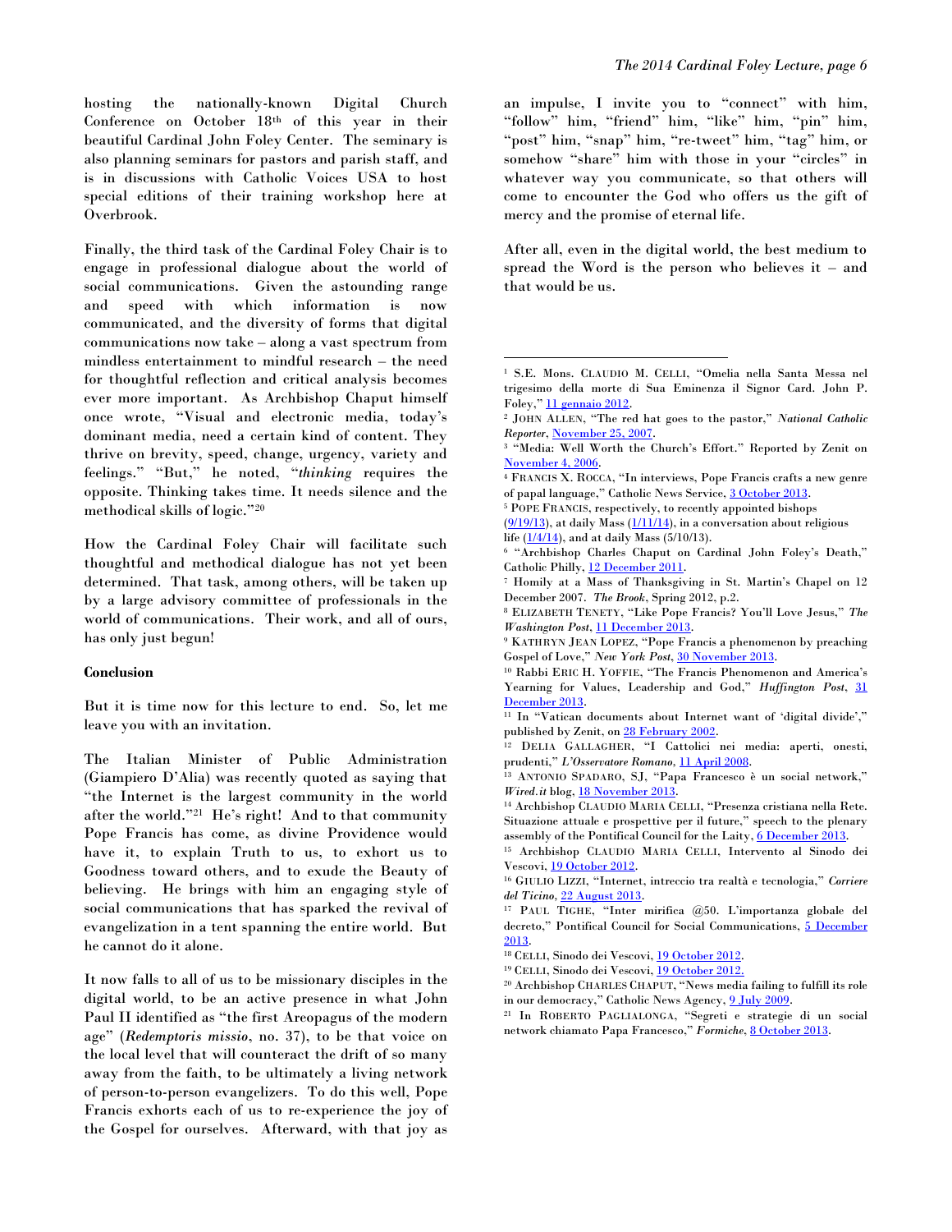hosting the nationally-known Digital Church Conference on October 18th of this year in their beautiful Cardinal John Foley Center. The seminary is also planning seminars for pastors and parish staff, and is in discussions with Catholic Voices USA to host special editions of their training workshop here at Overbrook.

Finally, the third task of the Cardinal Foley Chair is to engage in professional dialogue about the world of social communications. Given the astounding range and speed with which information is now communicated, and the diversity of forms that digital communications now take – along a vast spectrum from mindless entertainment to mindful research – the need for thoughtful reflection and critical analysis becomes ever more important. As Archbishop Chaput himself once wrote, "Visual and electronic media, today's dominant media, need a certain kind of content. They thrive on brevity, speed, change, urgency, variety and feelings." "But," he noted, "*thinking* requires the opposite. Thinking takes time. It needs silence and the methodical skills of logic."[20]

How the Cardinal Foley Chair will facilitate such thoughtful and methodical dialogue has not yet been determined. That task, among others, will be taken up by a large advisory committee of professionals in the world of communications. Their work, and all of ours, has only just begun!

**Conclusion**

But it is time now for this lecture to end. So, let me leave you with an invitation.

The Italian Minister of Public Administration (Giampiero D'Alia) was recently quoted as saying that "the Internet is the largest community in the world after the world."[21] He's right! And to that community Pope Francis has come, as divine Providence would have it, to explain Truth to us, to exhort us to Goodness toward others, and to exude the Beauty of believing. He brings with him an engaging style of social communications that has sparked the revival of evangelization in a tent spanning the entire world. But he cannot do it alone.

It now falls to all of us to be missionary disciples in the digital world, to be an active presence in what John Paul II identified as "the first Areopagus of the modern age" (*Redemptoris missio*, no. 37), to be that voice on the local level that will counteract the drift of so many away from the faith, to be ultimately a living network of person-to-person evangelizers. To do this well, Pope Francis exhorts each of us to re-experience the joy of the Gospel for ourselves. Afterward, with that joy as an impulse, I invite you to "connect" with him, "follow" him, "friend" him, "like" him, "pin" him, "post" him, "snap" him, "re-tweet" him, "tag" him, or somehow "share" him with those in your "circles" in whatever way you communicate, so that others will come to encounter the God who offers us the gift of mercy and the promise of eternal life.

After all, even in the digital world, the best medium to spread the Word is the person who believes it – and that would be us.

---

[1] S.E. Mons. CLAUDIO M. CELLI, "Omelia nella Santa Messa nel trigesimo della morte di Sua Eminenza il Signor Card. John P. Foley," 11 gennaio 2012.

[2] JOHN ALLEN, "The red hat goes to the pastor," *National Catholic Reporter*, November 25, 2007.

[3] "Media: Well Worth the Church's Effort." Reported by Zenit on November 4, 2006.

[4] FRANCIS X. ROCCA, "In interviews, Pope Francis crafts a new genre of papal language," Catholic News Service, 3 October 2013.

[5] POPE FRANCIS, respectively, to recently appointed bishops (9/19/13), at daily Mass (1/11/14), in a conversation about religious life (1/4/14), and at daily Mass (5/10/13).

[6] "Archbishop Charles Chaput on Cardinal John Foley's Death," Catholic Philly, 12 December 2011.

[7] Homily at a Mass of Thanksgiving in St. Martin's Chapel on 12 December 2007. *The Brook*, Spring 2012, p.2.

[8] ELIZABETH TENETY, "Like Pope Francis? You'll Love Jesus," *The Washington Post*, 11 December 2013.

[9] KATHRYN JEAN LOPEZ, "Pope Francis a phenomenon by preaching Gospel of Love," *New York Post*, 30 November 2013.

[10] Rabbi ERIC H. YOFFIE, "The Francis Phenomenon and America's Yearning for Values, Leadership and God," *Huffington Post*, 31 December 2013.

[11] In "Vatican documents about Internet want of 'digital divide'," published by Zenit, on 28 February 2002.

[12] DELIA GALLAGHER, "I Cattolici nei media: aperti, onesti, prudenti," *L'Osservatore Romano*, 11 April 2008.

[13] ANTONIO SPADARO, SJ, "Papa Francesco è un social network," *Wired.it* blog, 18 November 2013.

[14] Archbishop CLAUDIO MARIA CELLI, "Presenza cristiana nella Rete. Situazione attuale e prospettive per il future," speech to the plenary assembly of the Pontifical Council for the Laity, 6 December 2013.

[15] Archbishop CLAUDIO MARIA CELLI, Intervento al Sinodo dei Vescovi, 19 October 2012.

[16] GIULIO LIZZI, "Internet, intreccio tra realtà e tecnologia," *Corriere del Ticino*, 22 August 2013.

[17] PAUL TIGHE, "Inter mirifica @50. L'importanza globale del decreto," Pontifical Council for Social Communications, 5 December 2013.

[18] CELLI, Sinodo dei Vescovi, 19 October 2012.

[19] CELLI, Sinodo dei Vescovi, 19 October 2012.

[20] Archbishop CHARLES CHAPUT, "News media failing to fulfill its role in our democracy," Catholic News Agency, 9 July 2009.

[21] In ROBERTO PAGLIALONGA, "Segreti e strategie di un social network chiamato Papa Francesco," *Formiche*, 8 October 2013.